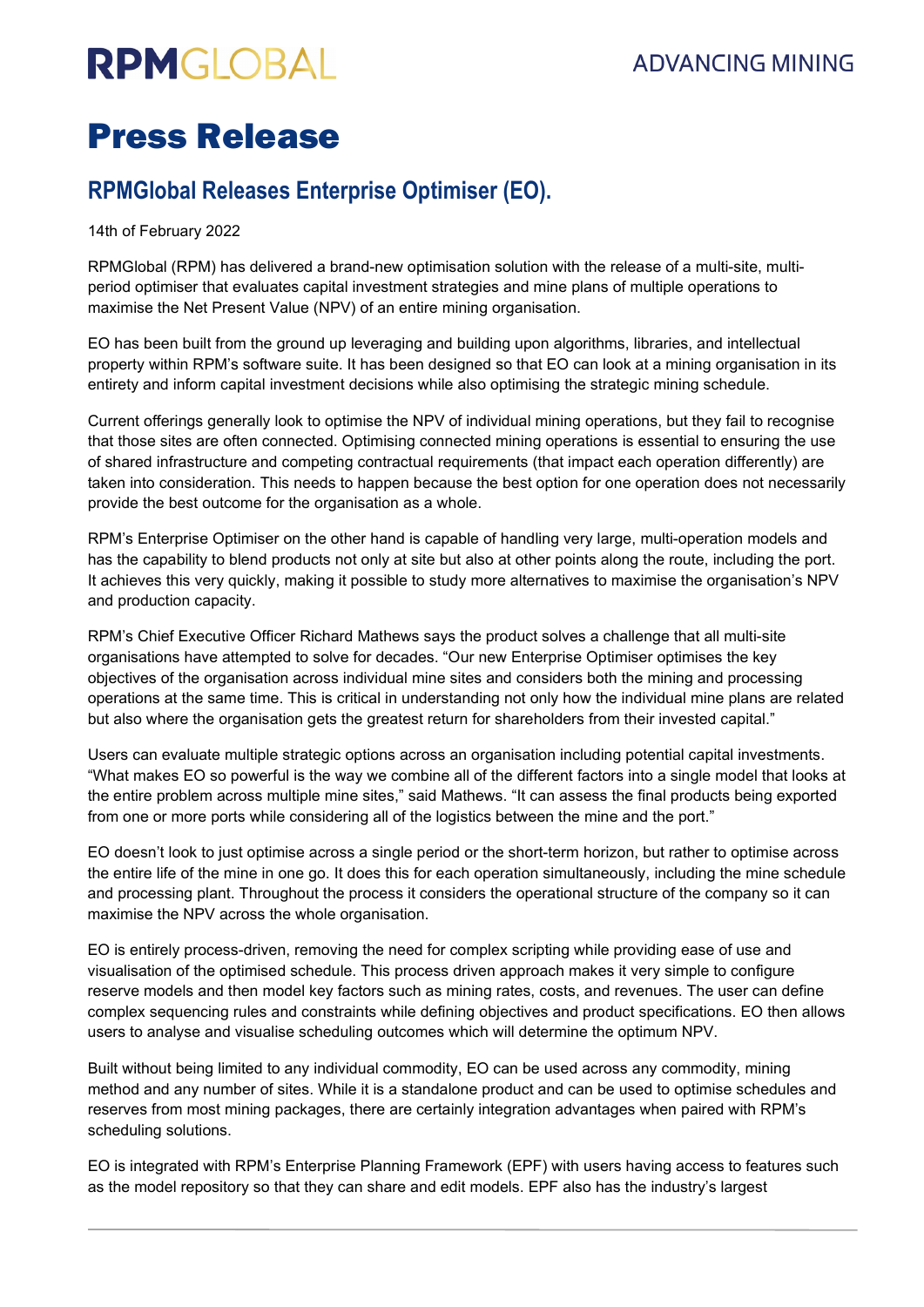RPMGLOBAL

ADVANCING MINING

# Press Release

## RPMGlobal Releases Enterprise Optimiser (EO).

14th of February 2022

RPMGlobal (RPM) has delivered a brand-new optimisation solution with the release of a multi-site, multi-period optimiser that evaluates capital investment strategies and mine plans of multiple operations to maximise the Net Present Value (NPV) of an entire mining organisation.

EO has been built from the ground up leveraging and building upon algorithms, libraries, and intellectual property within RPM's software suite. It has been designed so that EO can look at a mining organisation in its entirety and inform capital investment decisions while also optimising the strategic mining schedule.

Current offerings generally look to optimise the NPV of individual mining operations, but they fail to recognise that those sites are often connected. Optimising connected mining operations is essential to ensuring the use of shared infrastructure and competing contractual requirements (that impact each operation differently) are taken into consideration. This needs to happen because the best option for one operation does not necessarily provide the best outcome for the organisation as a whole.

RPM's Enterprise Optimiser on the other hand is capable of handling very large, multi-operation models and has the capability to blend products not only at site but also at other points along the route, including the port. It achieves this very quickly, making it possible to study more alternatives to maximise the organisation's NPV and production capacity.

RPM's Chief Executive Officer Richard Mathews says the product solves a challenge that all multi-site organisations have attempted to solve for decades. "Our new Enterprise Optimiser optimises the key objectives of the organisation across individual mine sites and considers both the mining and processing operations at the same time. This is critical in understanding not only how the individual mine plans are related but also where the organisation gets the greatest return for shareholders from their invested capital."

Users can evaluate multiple strategic options across an organisation including potential capital investments. "What makes EO so powerful is the way we combine all of the different factors into a single model that looks at the entire problem across multiple mine sites," said Mathews. "It can assess the final products being exported from one or more ports while considering all of the logistics between the mine and the port."

EO doesn't look to just optimise across a single period or the short-term horizon, but rather to optimise across the entire life of the mine in one go. It does this for each operation simultaneously, including the mine schedule and processing plant. Throughout the process it considers the operational structure of the company so it can maximise the NPV across the whole organisation.

EO is entirely process-driven, removing the need for complex scripting while providing ease of use and visualisation of the optimised schedule. This process driven approach makes it very simple to configure reserve models and then model key factors such as mining rates, costs, and revenues. The user can define complex sequencing rules and constraints while defining objectives and product specifications. EO then allows users to analyse and visualise scheduling outcomes which will determine the optimum NPV.

Built without being limited to any individual commodity, EO can be used across any commodity, mining method and any number of sites. While it is a standalone product and can be used to optimise schedules and reserves from most mining packages, there are certainly integration advantages when paired with RPM's scheduling solutions.

EO is integrated with RPM's Enterprise Planning Framework (EPF) with users having access to features such as the model repository so that they can share and edit models. EPF also has the industry's largest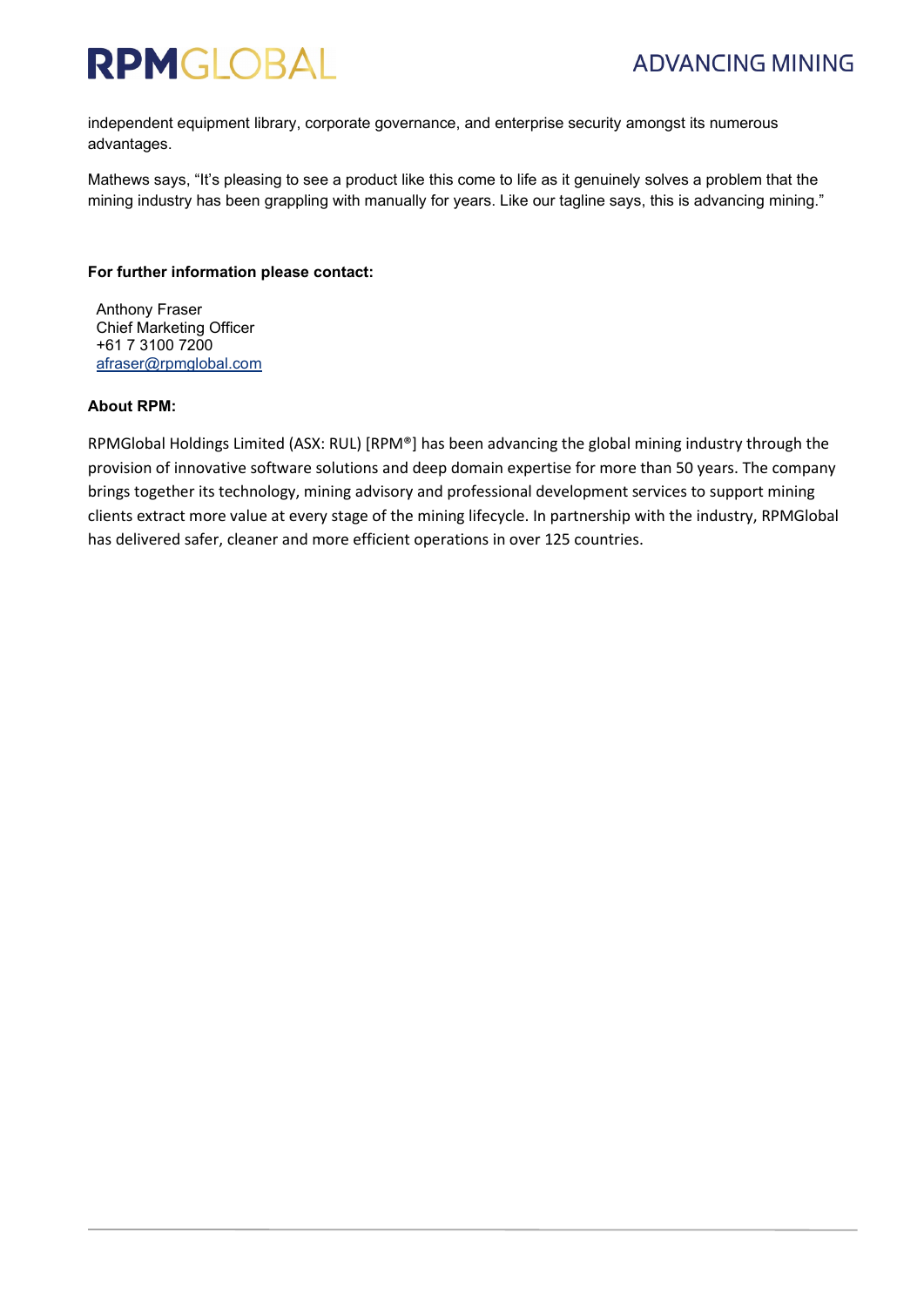independent equipment library, corporate governance, and enterprise security amongst its numerous advantages.

Mathews says, "It's pleasing to see a product like this come to life as it genuinely solves a problem that the mining industry has been grappling with manually for years. Like our tagline says, this is advancing mining."

**For further information please contact:**

Anthony Fraser
Chief Marketing Officer
+61 7 3100 7200
afraser@rpmglobal.com

**About RPM:**

RPMGlobal Holdings Limited (ASX: RUL) [RPM®] has been advancing the global mining industry through the provision of innovative software solutions and deep domain expertise for more than 50 years. The company brings together its technology, mining advisory and professional development services to support mining clients extract more value at every stage of the mining lifecycle. In partnership with the industry, RPMGlobal has delivered safer, cleaner and more efficient operations in over 125 countries.